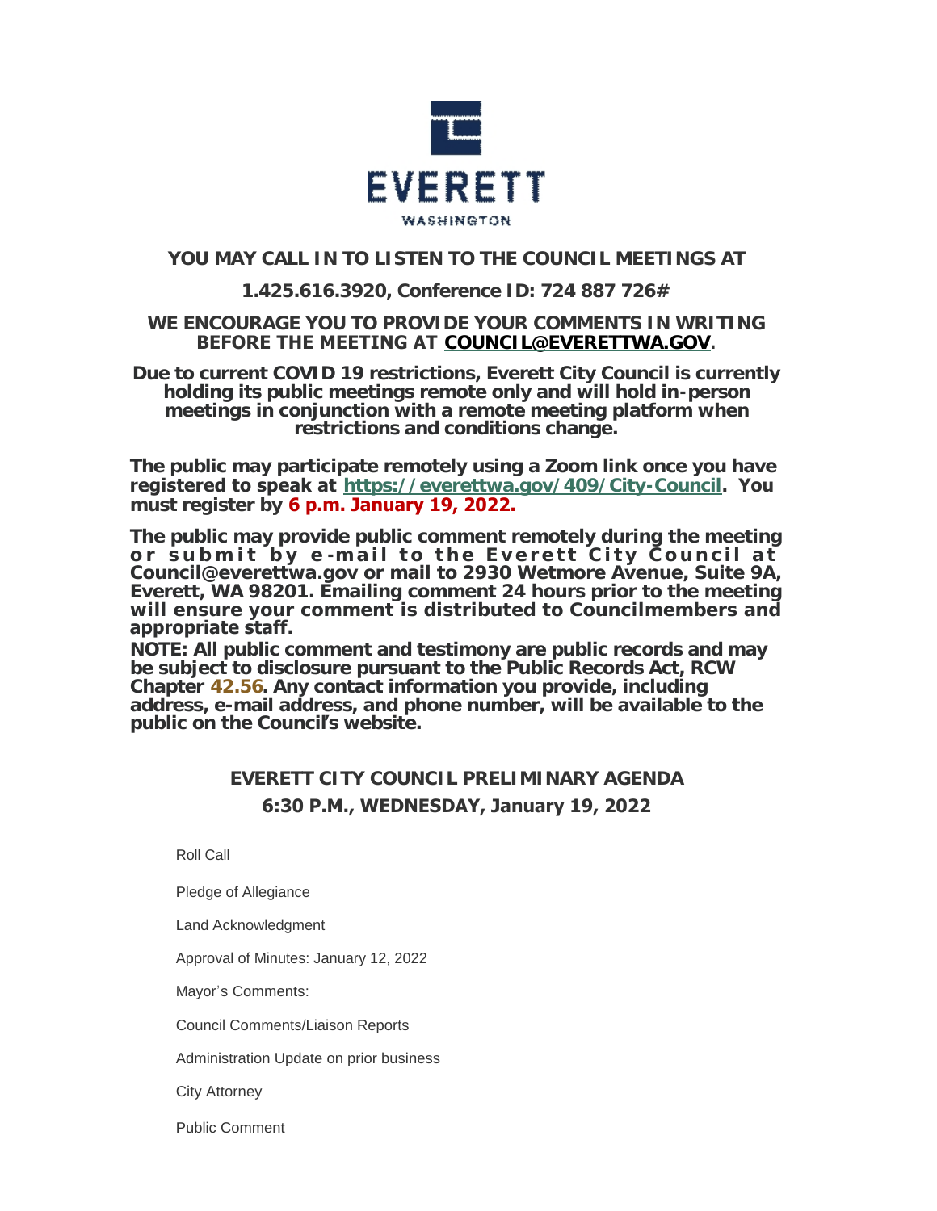EVERETT

WASHINGTON

**YOU MAY CALL IN TO LISTEN TO THE COUNCIL MEETINGS AT**

**1.425.616.3920, Conference ID: 724 887 726#**

**WE ENCOURAGE YOU TO PROVIDE YOUR COMMENTS IN WRITING BEFORE THE MEETING AT [COUNCIL@EVERETTWA.GOV](mailto:COUNCIL@EVERETTWA.GOV).**

**Due to current COVID 19 restrictions, Everett City Council is currently holding its public meetings remote only and will hold in-person meetings in conjunction with a remote meeting platform when restrictions and conditions change.**

**The public may participate remotely using a Zoom link once you have registered to speak at [https://everettwa.gov/409/City-Council](https://everettwa.gov/409/City-Council). You must register by 6 p.m. January 19, 2022.**

**The public may provide public comment remotely during the meeting or submit by e-mail to the Everett City Council at Council@everettwa.gov or mail to 2930 Wetmore Avenue, Suite 9A, Everett, WA 98201. Emailing comment 24 hours prior to the meeting will ensure your comment is distributed to Councilmembers and appropriate staff.**

**NOTE: All public comment and testimony are public records and may be subject to disclosure pursuant to the Public Records Act, RCW Chapter 42.56. Any contact information you provide, including address, e-mail address, and phone number, will be available to the public on the Council's website.**

## EVERETT CITY COUNCIL PRELIMINARY AGENDA
## 6:30 P.M., WEDNESDAY, January 19, 2022

Roll Call

Pledge of Allegiance

Land Acknowledgment

Approval of Minutes: January 12, 2022

Mayor's Comments:

Council Comments/Liaison Reports

Administration Update on prior business

City Attorney

Public Comment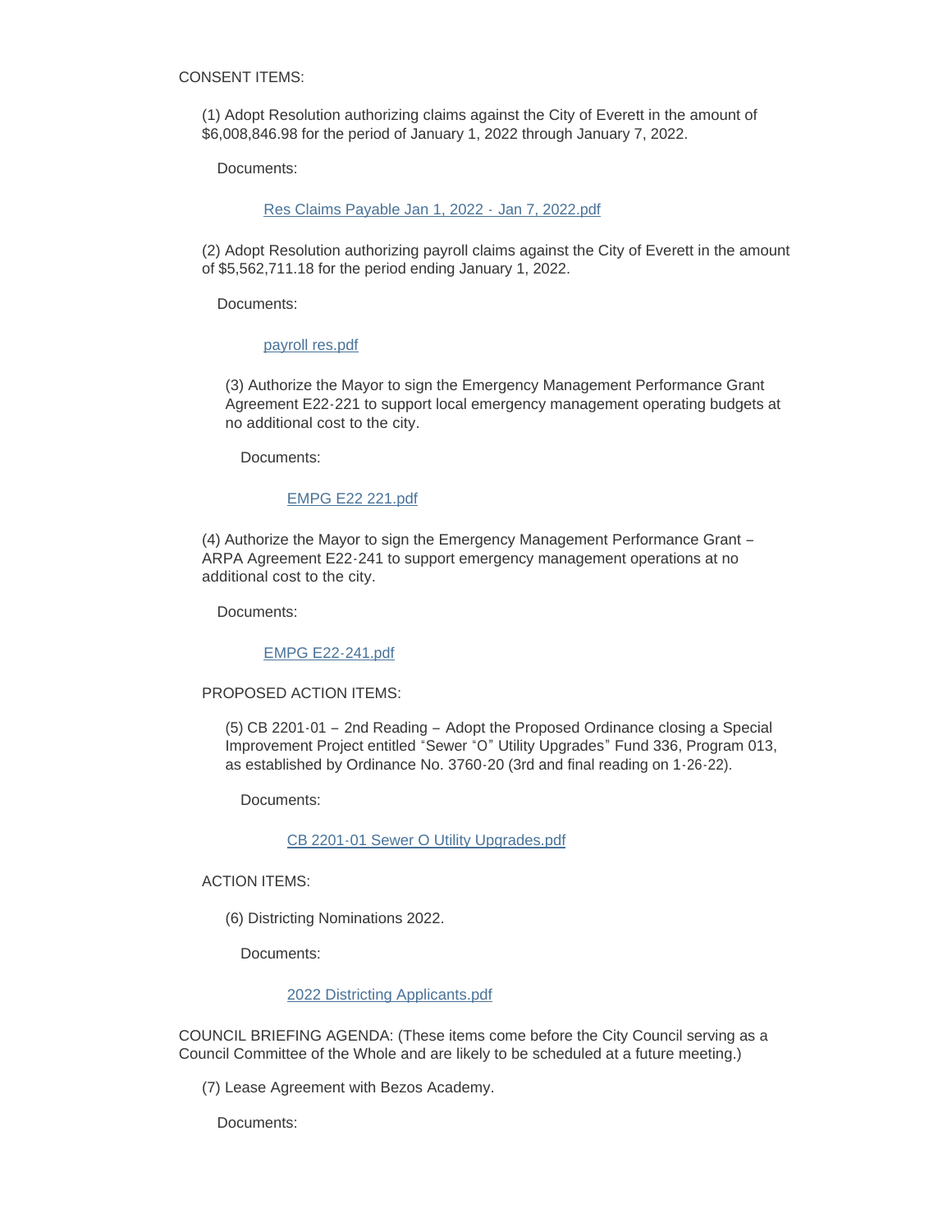CONSENT ITEMS:

(1) Adopt Resolution authorizing claims against the City of Everett in the amount of $6,008,846.98 for the period of January 1, 2022 through January 7, 2022.

Documents:

Res Claims Payable Jan 1, 2022 - Jan 7, 2022.pdf

(2) Adopt Resolution authorizing payroll claims against the City of Everett in the amount of $5,562,711.18 for the period ending January 1, 2022.

Documents:

payroll res.pdf

(3) Authorize the Mayor to sign the Emergency Management Performance Grant Agreement E22-221 to support local emergency management operating budgets at no additional cost to the city.

Documents:

EMPG E22 221.pdf

(4) Authorize the Mayor to sign the Emergency Management Performance Grant – ARPA Agreement E22-241 to support emergency management operations at no additional cost to the city.

Documents:

EMPG E22-241.pdf

PROPOSED ACTION ITEMS:

(5) CB 2201-01 – 2nd Reading – Adopt the Proposed Ordinance closing a Special Improvement Project entitled "Sewer "O" Utility Upgrades" Fund 336, Program 013, as established by Ordinance No. 3760-20 (3rd and final reading on 1-26-22).

Documents:

CB 2201-01 Sewer O Utility Upgrades.pdf

ACTION ITEMS:

(6) Districting Nominations 2022.

Documents:

2022 Districting Applicants.pdf

COUNCIL BRIEFING AGENDA: (These items come before the City Council serving as a Council Committee of the Whole and are likely to be scheduled at a future meeting.)

(7) Lease Agreement with Bezos Academy.

Documents: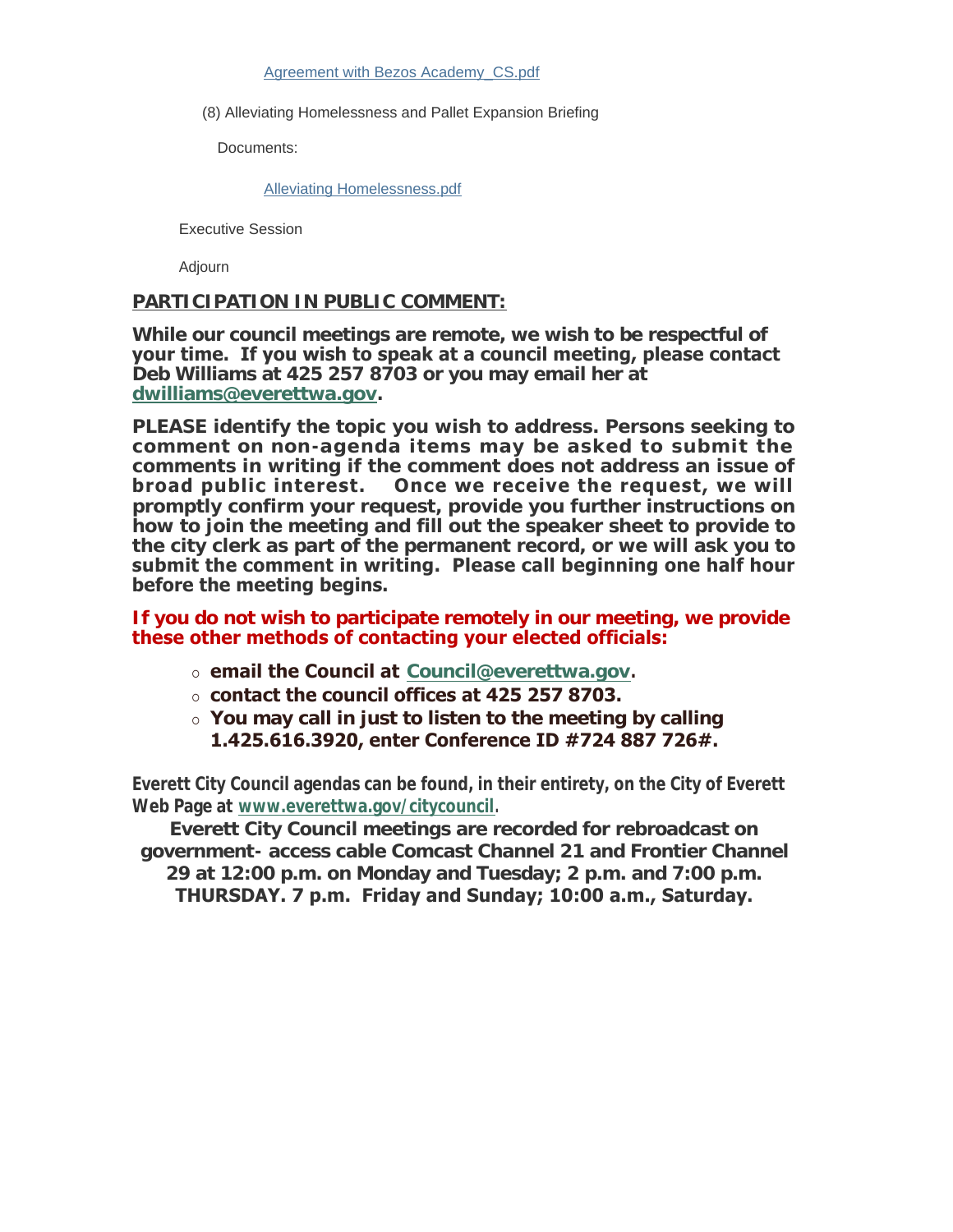[Agreement with Bezos Academy_CS.pdf]

(8) Alleviating Homelessness and Pallet Expansion Briefing

Documents:

[Alleviating Homelessness.pdf]

Executive Session

Adjourn

## PARTICIPATION IN PUBLIC COMMENT:

**While our council meetings are remote, we wish to be respectful of your time. If you wish to speak at a council meeting, please contact Deb Williams at 425 257 8703 or you may email her at dwilliams@everettwa.gov.**

**PLEASE identify the topic you wish to address. Persons seeking to comment on non-agenda items may be asked to submit the comments in writing if the comment does not address an issue of broad public interest. Once we receive the request, we will promptly confirm your request, provide you further instructions on how to join the meeting and fill out the speaker sheet to provide to the city clerk as part of the permanent record, or we will ask you to submit the comment in writing. Please call beginning one half hour before the meeting begins.**

**If you do not wish to participate remotely in our meeting, we provide these other methods of contacting your elected officials:**

- **email the Council at Council@everettwa.gov.**
- **contact the council offices at 425 257 8703.**
- **You may call in just to listen to the meeting by calling 1.425.616.3920, enter Conference ID #724 887 726#.**

**Everett City Council agendas can be found, in their entirety, on the City of Everett Web Page at www.everettwa.gov/citycouncil.**

**Everett City Council meetings are recorded for rebroadcast on government- access cable Comcast Channel 21 and Frontier Channel 29 at 12:00 p.m. on Monday and Tuesday; 2 p.m. and 7:00 p.m. THURSDAY. 7 p.m. Friday and Sunday; 10:00 a.m., Saturday.**